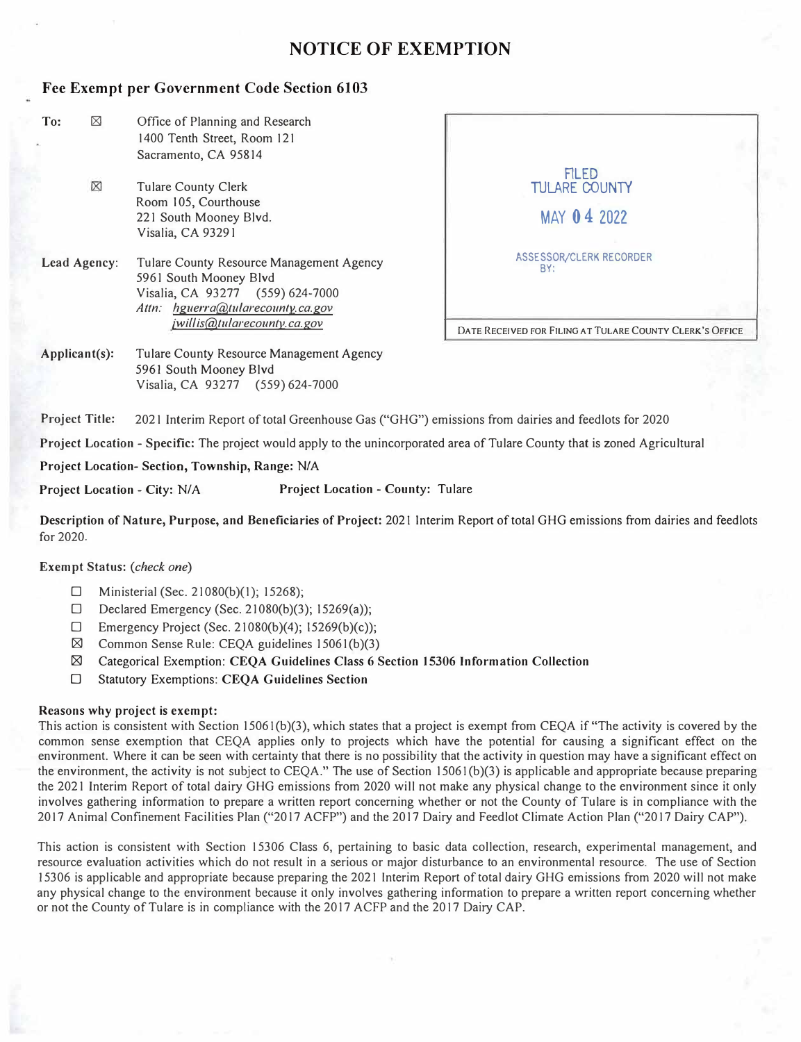# NOTICE OF EXEMPTION

## Fee Exempt per Government Code Section 6103

**To:** ☒ Office of Planning and Research
1400 Tenth Street, Room 121
Sacramento, CA 95814

☒ Tulare County Clerk
Room 105, Courthouse
221 South Mooney Blvd.
Visalia, CA 93291

FILED
TULARE COUNTY
MAY 04 2022
ASSESSOR/CLERK RECORDER
BY:

DATE RECEIVED FOR FILING AT TULARE COUNTY CLERK'S OFFICE

**Lead Agency:** Tulare County Resource Management Agency
5961 South Mooney Blvd
Visalia, CA 93277 (559) 624-7000
*Attn: hguerra@tularecounty.ca.gov*
*jwillis@tularecounty.ca.gov*

**Applicant(s):** Tulare County Resource Management Agency
5961 South Mooney Blvd
Visalia, CA 93277 (559) 624-7000

**Project Title:** 2021 Interim Report of total Greenhouse Gas ("GHG") emissions from dairies and feedlots for 2020

**Project Location - Specific:** The project would apply to the unincorporated area of Tulare County that is zoned Agricultural

**Project Location- Section, Township, Range:** N/A

**Project Location - City:** N/A **Project Location - County:** Tulare

**Description of Nature, Purpose, and Beneficiaries of Project:** 2021 Interim Report of total GHG emissions from dairies and feedlots for 2020.

**Exempt Status:** (*check one*)

- ☐ Ministerial (Sec. 21080(b)(1); 15268);
- ☐ Declared Emergency (Sec. 21080(b)(3); 15269(a));
- ☐ Emergency Project (Sec. 21080(b)(4); 15269(b)(c));
- ☒ Common Sense Rule: CEQA guidelines 15061(b)(3)
- ☒ Categorical Exemption: **CEQA Guidelines Class 6 Section 15306 Information Collection**
- ☐ Statutory Exemptions: **CEQA Guidelines Section**

**Reasons why project is exempt:**

This action is consistent with Section 15061(b)(3), which states that a project is exempt from CEQA if "The activity is covered by the common sense exemption that CEQA applies only to projects which have the potential for causing a significant effect on the environment. Where it can be seen with certainty that there is no possibility that the activity in question may have a significant effect on the environment, the activity is not subject to CEQA." The use of Section 15061(b)(3) is applicable and appropriate because preparing the 2021 Interim Report of total dairy GHG emissions from 2020 will not make any physical change to the environment since it only involves gathering information to prepare a written report concerning whether or not the County of Tulare is in compliance with the 2017 Animal Confinement Facilities Plan ("2017 ACFP") and the 2017 Dairy and Feedlot Climate Action Plan ("2017 Dairy CAP").

This action is consistent with Section 15306 Class 6, pertaining to basic data collection, research, experimental management, and resource evaluation activities which do not result in a serious or major disturbance to an environmental resource. The use of Section 15306 is applicable and appropriate because preparing the 2021 Interim Report of total dairy GHG emissions from 2020 will not make any physical change to the environment because it only involves gathering information to prepare a written report concerning whether or not the County of Tulare is in compliance with the 2017 ACFP and the 2017 Dairy CAP.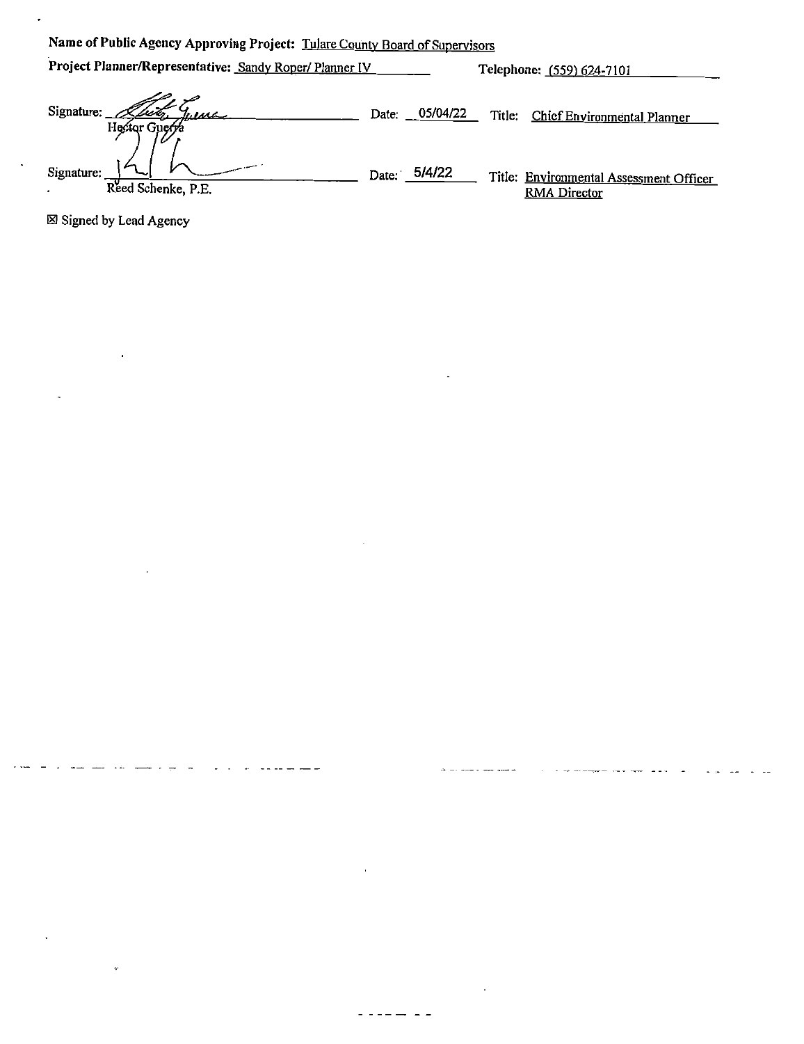**Name of Public Agency Approving Project:** Tulare County Board of Supervisors

**Project Planner/Representative:** Sandy Roper/ Planner IV **Telephone:** (559) 624-7101

Signature: ______________________ Date: 05/04/22 Title: Chief Environmental Planner
Hector Guerra

Signature: ______________________ Date: 5/4/22 Title: Environmental Assessment Officer RMA Director
Reed Schenke, P.E.

☒ Signed by Lead Agency